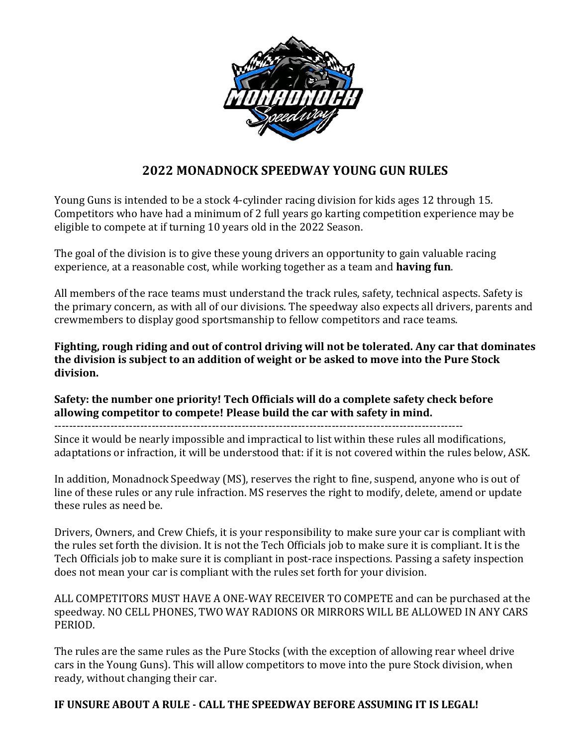# 2022 MONADNOCK SPEEDWAY YOUNG GUN RULES

Young Guns is intended to be a stock 4-cylinder racing division for kids ages 12 through 15. Competitors who have had a minimum of 2 full years go karting competition experience may be eligible to compete at if turning 10 years old in the 2022 Season.

The goal of the division is to give these young drivers an opportunity to gain valuable racing experience, at a reasonable cost, while working together as a team and **having fun**.

All members of the race teams must understand the track rules, safety, technical aspects. Safety is the primary concern, as with all of our divisions. The speedway also expects all drivers, parents and crewmembers to display good sportsmanship to fellow competitors and race teams.

**Fighting, rough riding and out of control driving will not be tolerated. Any car that dominates the division is subject to an addition of weight or be asked to move into the Pure Stock division.**

**Safety: the number one priority! Tech Officials will do a complete safety check before allowing competitor to compete! Please build the car with safety in mind.**

---

Since it would be nearly impossible and impractical to list within these rules all modifications, adaptations or infraction, it will be understood that: if it is not covered within the rules below, ASK.

In addition, Monadnock Speedway (MS), reserves the right to fine, suspend, anyone who is out of line of these rules or any rule infraction. MS reserves the right to modify, delete, amend or update these rules as need be.

Drivers, Owners, and Crew Chiefs, it is your responsibility to make sure your car is compliant with the rules set forth the division. It is not the Tech Officials job to make sure it is compliant. It is the Tech Officials job to make sure it is compliant in post-race inspections. Passing a safety inspection does not mean your car is compliant with the rules set forth for your division.

ALL COMPETITORS MUST HAVE A ONE-WAY RECEIVER TO COMPETE and can be purchased at the speedway. NO CELL PHONES, TWO WAY RADIONS OR MIRRORS WILL BE ALLOWED IN ANY CARS PERIOD.

The rules are the same rules as the Pure Stocks (with the exception of allowing rear wheel drive cars in the Young Guns). This will allow competitors to move into the pure Stock division, when ready, without changing their car.

**IF UNSURE ABOUT A RULE - CALL THE SPEEDWAY BEFORE ASSUMING IT IS LEGAL!**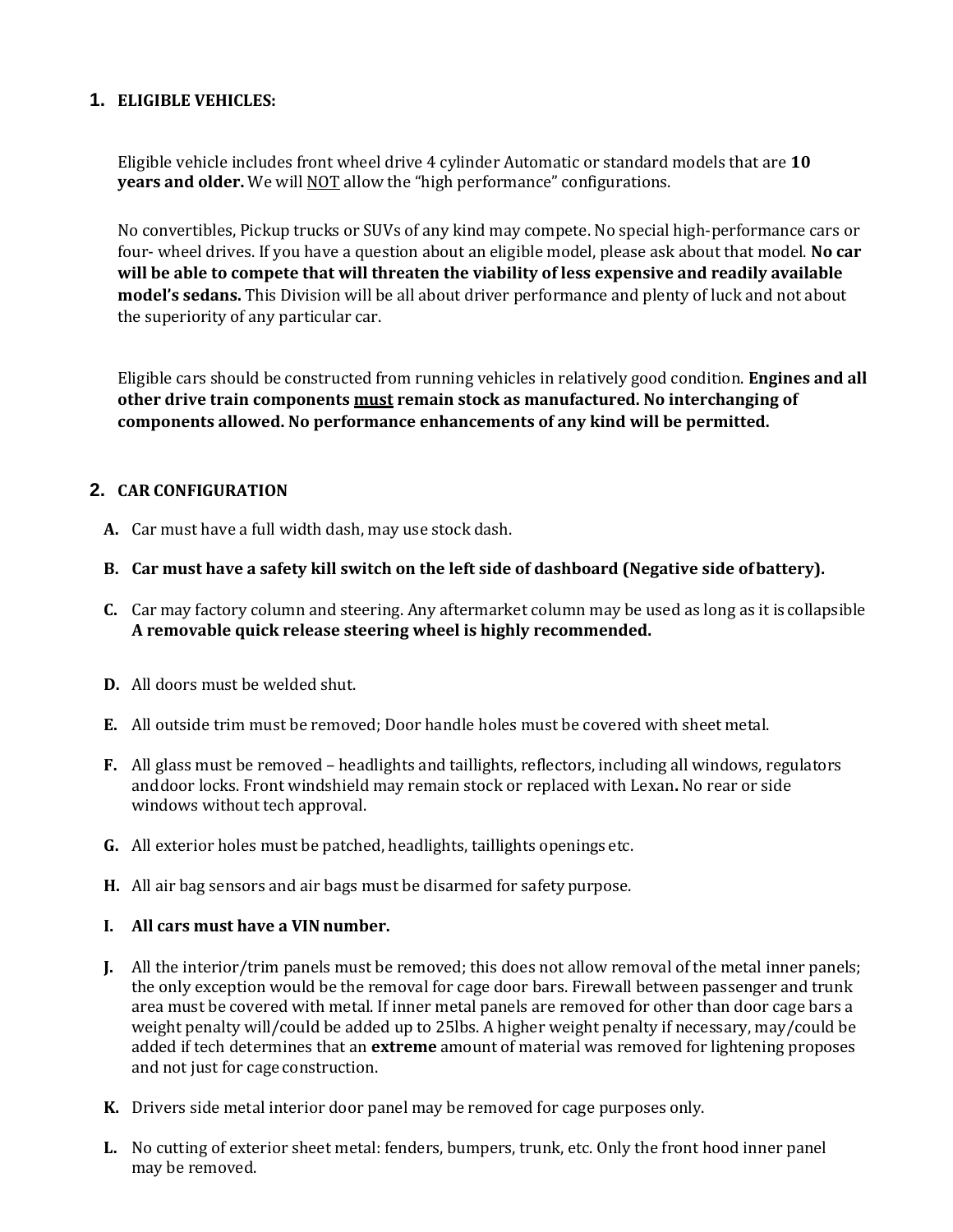## 1. ELIGIBLE VEHICLES:

Eligible vehicle includes front wheel drive 4 cylinder Automatic or standard models that are **10 years and older.** We will NOT allow the "high performance" configurations.

No convertibles, Pickup trucks or SUVs of any kind may compete. No special high-performance cars or four- wheel drives. If you have a question about an eligible model, please ask about that model. **No car will be able to compete that will threaten the viability of less expensive and readily available model's sedans.** This Division will be all about driver performance and plenty of luck and not about the superiority of any particular car.

Eligible cars should be constructed from running vehicles in relatively good condition. **Engines and all other drive train components must remain stock as manufactured. No interchanging of components allowed. No performance enhancements of any kind will be permitted.**

## 2. CAR CONFIGURATION

**A.** Car must have a full width dash, may use stock dash.

**B. Car must have a safety kill switch on the left side of dashboard (Negative side of battery).**

**C.** Car may factory column and steering. Any aftermarket column may be used as long as it is collapsible **A removable quick release steering wheel is highly recommended.**

**D.** All doors must be welded shut.

**E.** All outside trim must be removed; Door handle holes must be covered with sheet metal.

**F.** All glass must be removed – headlights and taillights, reflectors, including all windows, regulators and door locks. Front windshield may remain stock or replaced with Lexan**.** No rear or side windows without tech approval.

**G.** All exterior holes must be patched, headlights, taillights openings etc.

**H.** All air bag sensors and air bags must be disarmed for safety purpose.

**I. All cars must have a VIN number.**

**J.** All the interior/trim panels must be removed; this does not allow removal of the metal inner panels; the only exception would be the removal for cage door bars. Firewall between passenger and trunk area must be covered with metal. If inner metal panels are removed for other than door cage bars a weight penalty will/could be added up to 25lbs. A higher weight penalty if necessary, may/could be added if tech determines that an **extreme** amount of material was removed for lightening proposes and not just for cage construction.

**K.** Drivers side metal interior door panel may be removed for cage purposes only.

**L.** No cutting of exterior sheet metal: fenders, bumpers, trunk, etc. Only the front hood inner panel may be removed.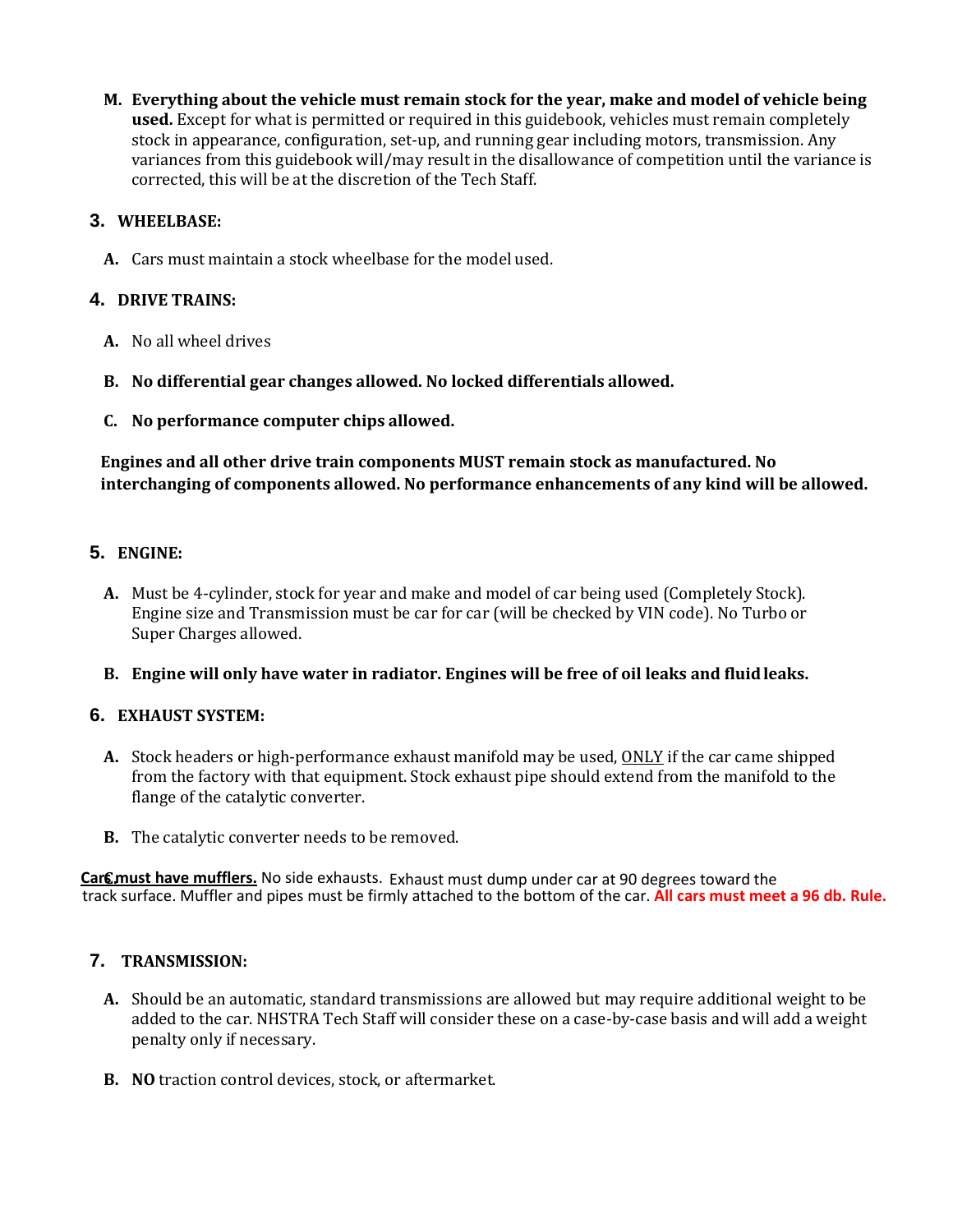**M. Everything about the vehicle must remain stock for the year, make and model of vehicle being used.** Except for what is permitted or required in this guidebook, vehicles must remain completely stock in appearance, configuration, set-up, and running gear including motors, transmission. Any variances from this guidebook will/may result in the disallowance of competition until the variance is corrected, this will be at the discretion of the Tech Staff.

## 3. WHEELBASE:

**A.** Cars must maintain a stock wheelbase for the model used.

## 4. DRIVE TRAINS:

**A.** No all wheel drives

**B. No differential gear changes allowed. No locked differentials allowed.**

**C. No performance computer chips allowed.**

**Engines and all other drive train components MUST remain stock as manufactured. No interchanging of components allowed. No performance enhancements of any kind will be allowed.**

## 5. ENGINE:

**A.** Must be 4-cylinder, stock for year and make and model of car being used (Completely Stock). Engine size and Transmission must be car for car (will be checked by VIN code). No Turbo or Super Charges allowed.

**B. Engine will only have water in radiator. Engines will be free of oil leaks and fluid leaks.**

## 6. EXHAUST SYSTEM:

**A.** Stock headers or high-performance exhaust manifold may be used, ONLY if the car came shipped from the factory with that equipment. Stock exhaust pipe should extend from the manifold to the flange of the catalytic converter.

**B.** The catalytic converter needs to be removed.

**C. Cars must have mufflers.** No side exhausts. Exhaust must dump under car at 90 degrees toward the track surface. Muffler and pipes must be firmly attached to the bottom of the car. **All cars must meet a 96 db. Rule.**

## 7. TRANSMISSION:

**A.** Should be an automatic, standard transmissions are allowed but may require additional weight to be added to the car. NHSTRA Tech Staff will consider these on a case-by-case basis and will add a weight penalty only if necessary.

**B. NO** traction control devices, stock, or aftermarket.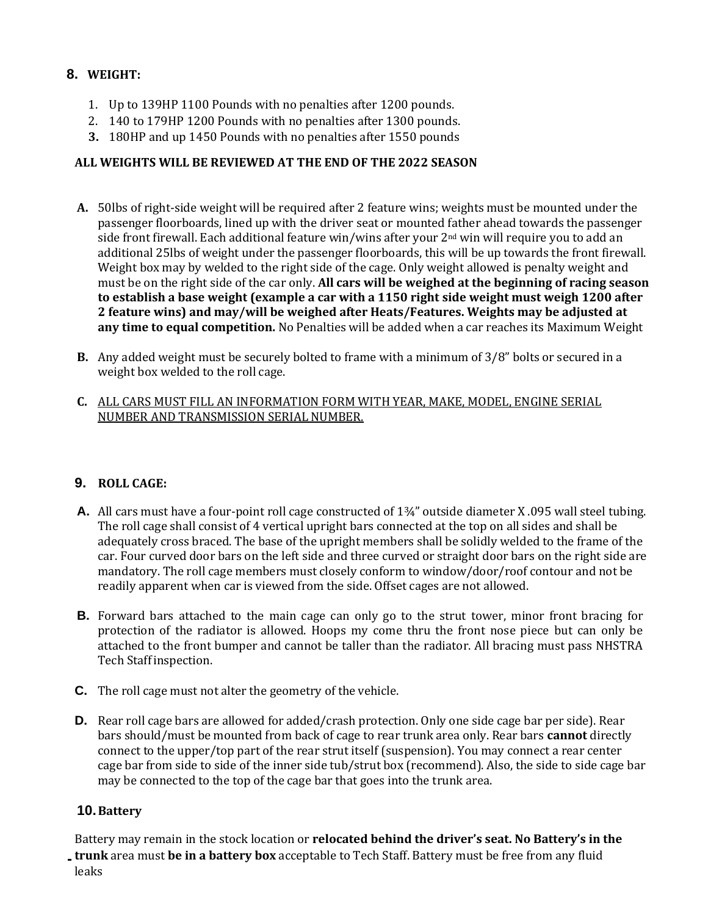## 8. WEIGHT:

1. Up to 139HP 1100 Pounds with no penalties after 1200 pounds.
2. 140 to 179HP 1200 Pounds with no penalties after 1300 pounds.
3. 180HP and up 1450 Pounds with no penalties after 1550 pounds

**ALL WEIGHTS WILL BE REVIEWED AT THE END OF THE 2022 SEASON**

**A.** 50lbs of right-side weight will be required after 2 feature wins; weights must be mounted under the passenger floorboards, lined up with the driver seat or mounted father ahead towards the passenger side front firewall. Each additional feature win/wins after your 2nd win will require you to add an additional 25lbs of weight under the passenger floorboards, this will be up towards the front firewall. Weight box may by welded to the right side of the cage. Only weight allowed is penalty weight and must be on the right side of the car only. **All cars will be weighed at the beginning of racing season to establish a base weight (example a car with a 1150 right side weight must weigh 1200 after 2 feature wins) and may/will be weighed after Heats/Features. Weights may be adjusted at any time to equal competition.** No Penalties will be added when a car reaches its Maximum Weight

**B.** Any added weight must be securely bolted to frame with a minimum of 3/8" bolts or secured in a weight box welded to the roll cage.

**C.** ALL CARS MUST FILL AN INFORMATION FORM WITH YEAR, MAKE, MODEL, ENGINE SERIAL NUMBER AND TRANSMISSION SERIAL NUMBER.

## 9. ROLL CAGE:

**A.** All cars must have a four-point roll cage constructed of 1¾" outside diameter X .095 wall steel tubing. The roll cage shall consist of 4 vertical upright bars connected at the top on all sides and shall be adequately cross braced. The base of the upright members shall be solidly welded to the frame of the car. Four curved door bars on the left side and three curved or straight door bars on the right side are mandatory. The roll cage members must closely conform to window/door/roof contour and not be readily apparent when car is viewed from the side. Offset cages are not allowed.

**B.** Forward bars attached to the main cage can only go to the strut tower, minor front bracing for protection of the radiator is allowed. Hoops my come thru the front nose piece but can only be attached to the front bumper and cannot be taller than the radiator. All bracing must pass NHSTRA Tech Staff inspection.

**C.** The roll cage must not alter the geometry of the vehicle.

**D.** Rear roll cage bars are allowed for added/crash protection. Only one side cage bar per side). Rear bars should/must be mounted from back of cage to rear trunk area only. Rear bars **cannot** directly connect to the upper/top part of the rear strut itself (suspension). You may connect a rear center cage bar from side to side of the inner side tub/strut box (recommend). Also, the side to side cage bar may be connected to the top of the cage bar that goes into the trunk area.

## 10. Battery

Battery may remain in the stock location or **relocated behind the driver's seat. No Battery's in the trunk** area must **be in a battery box** acceptable to Tech Staff. Battery must be free from any fluid leaks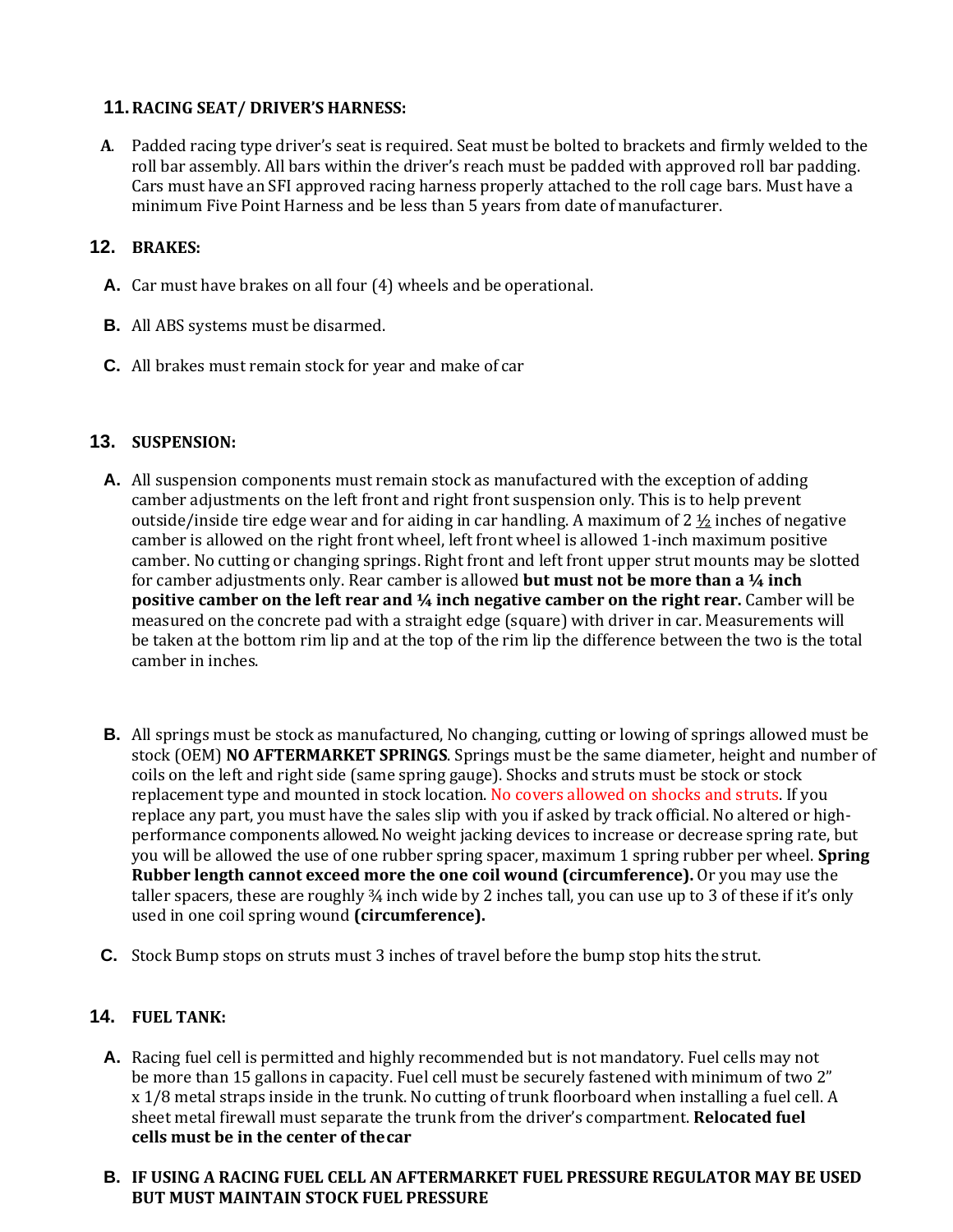## 11. RACING SEAT/ DRIVER'S HARNESS:

**A.** Padded racing type driver's seat is required. Seat must be bolted to brackets and firmly welded to the roll bar assembly. All bars within the driver's reach must be padded with approved roll bar padding. Cars must have an SFI approved racing harness properly attached to the roll cage bars. Must have a minimum Five Point Harness and be less than 5 years from date of manufacturer.

## 12. BRAKES:

**A.** Car must have brakes on all four (4) wheels and be operational.

**B.** All ABS systems must be disarmed.

**C.** All brakes must remain stock for year and make of car

## 13. SUSPENSION:

**A.** All suspension components must remain stock as manufactured with the exception of adding camber adjustments on the left front and right front suspension only. This is to help prevent outside/inside tire edge wear and for aiding in car handling. A maximum of 2 ½ inches of negative camber is allowed on the right front wheel, left front wheel is allowed 1-inch maximum positive camber. No cutting or changing springs. Right front and left front upper strut mounts may be slotted for camber adjustments only. Rear camber is allowed **but must not be more than a ¼ inch positive camber on the left rear and ¼ inch negative camber on the right rear.** Camber will be measured on the concrete pad with a straight edge (square) with driver in car. Measurements will be taken at the bottom rim lip and at the top of the rim lip the difference between the two is the total camber in inches.

**B.** All springs must be stock as manufactured, No changing, cutting or lowing of springs allowed must be stock (OEM) **NO AFTERMARKET SPRINGS**. Springs must be the same diameter, height and number of coils on the left and right side (same spring gauge). Shocks and struts must be stock or stock replacement type and mounted in stock location. No covers allowed on shocks and struts. If you replace any part, you must have the sales slip with you if asked by track official. No altered or high-performance components allowed. No weight jacking devices to increase or decrease spring rate, but you will be allowed the use of one rubber spring spacer, maximum 1 spring rubber per wheel. **Spring Rubber length cannot exceed more the one coil wound (circumference).** Or you may use the taller spacers, these are roughly ¾ inch wide by 2 inches tall, you can use up to 3 of these if it's only used in one coil spring wound **(circumference).**

**C.** Stock Bump stops on struts must 3 inches of travel before the bump stop hits the strut.

## 14. FUEL TANK:

**A.** Racing fuel cell is permitted and highly recommended but is not mandatory. Fuel cells may not be more than 15 gallons in capacity. Fuel cell must be securely fastened with minimum of two 2" x 1/8 metal straps inside in the trunk. No cutting of trunk floorboard when installing a fuel cell. A sheet metal firewall must separate the trunk from the driver's compartment. **Relocated fuel cells must be in the center of the car**

**B. IF USING A RACING FUEL CELL AN AFTERMARKET FUEL PRESSURE REGULATOR MAY BE USED BUT MUST MAINTAIN STOCK FUEL PRESSURE**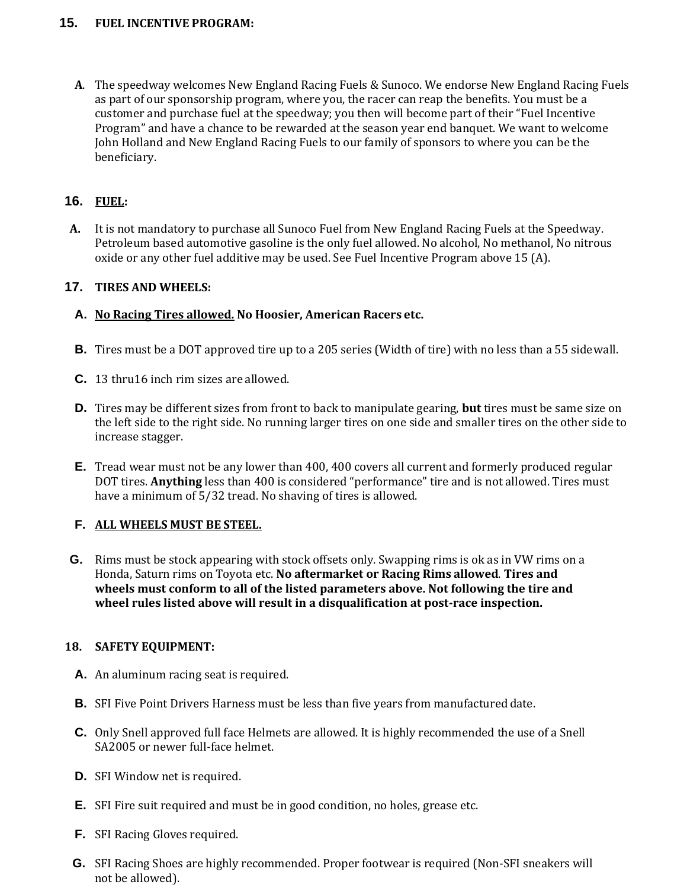## 15. FUEL INCENTIVE PROGRAM:

**A.** The speedway welcomes New England Racing Fuels & Sunoco. We endorse New England Racing Fuels as part of our sponsorship program, where you, the racer can reap the benefits. You must be a customer and purchase fuel at the speedway; you then will become part of their "Fuel Incentive Program" and have a chance to be rewarded at the season year end banquet. We want to welcome John Holland and New England Racing Fuels to our family of sponsors to where you can be the beneficiary.

## 16. <u>FUEL</u>:

**A.** It is not mandatory to purchase all Sunoco Fuel from New England Racing Fuels at the Speedway. Petroleum based automotive gasoline is the only fuel allowed. No alcohol, No methanol, No nitrous oxide or any other fuel additive may be used. See Fuel Incentive Program above 15 (A).

## 17. TIRES AND WHEELS:

**A.** **<u>No Racing Tires allowed.</u> No Hoosier, American Racers etc.**

**B.** Tires must be a DOT approved tire up to a 205 series (Width of tire) with no less than a 55 sidewall.

**C.** 13 thru16 inch rim sizes are allowed.

**D.** Tires may be different sizes from front to back to manipulate gearing, **but** tires must be same size on the left side to the right side. No running larger tires on one side and smaller tires on the other side to increase stagger.

**E.** Tread wear must not be any lower than 400, 400 covers all current and formerly produced regular DOT tires. **Anything** less than 400 is considered "performance" tire and is not allowed. Tires must have a minimum of 5/32 tread. No shaving of tires is allowed.

**F.** **<u>ALL WHEELS MUST BE STEEL.</u>**

**G.** Rims must be stock appearing with stock offsets only. Swapping rims is ok as in VW rims on a Honda, Saturn rims on Toyota etc. **No aftermarket or Racing Rims allowed**. **Tires and wheels must conform to all of the listed parameters above. Not following the tire and wheel rules listed above will result in a disqualification at post-race inspection.**

## 18. SAFETY EQUIPMENT:

**A.** An aluminum racing seat is required.

**B.** SFI Five Point Drivers Harness must be less than five years from manufactured date.

**C.** Only Snell approved full face Helmets are allowed. It is highly recommended the use of a Snell SA2005 or newer full-face helmet.

**D.** SFI Window net is required.

**E.** SFI Fire suit required and must be in good condition, no holes, grease etc.

**F.** SFI Racing Gloves required.

**G.** SFI Racing Shoes are highly recommended. Proper footwear is required (Non-SFI sneakers will not be allowed).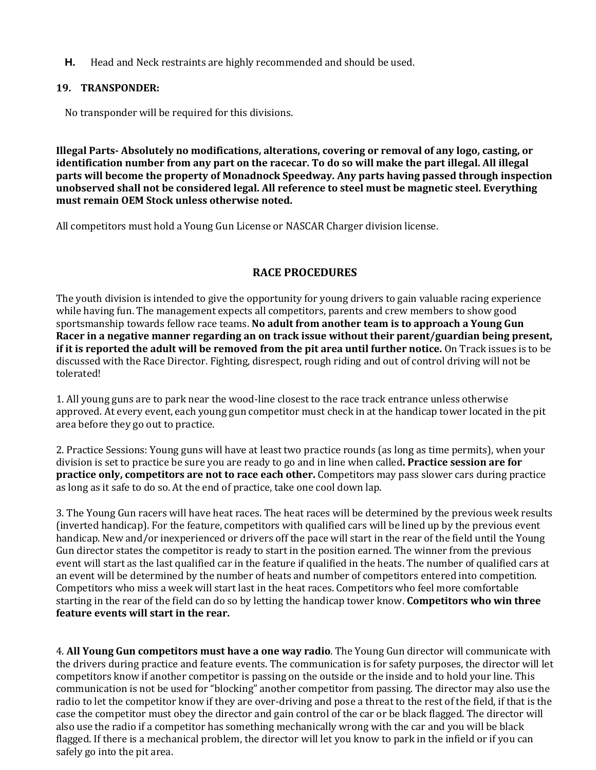**H.** Head and Neck restraints are highly recommended and should be used.

**19. TRANSPONDER:**

No transponder will be required for this divisions.

**Illegal Parts- Absolutely no modifications, alterations, covering or removal of any logo, casting, or identification number from any part on the racecar. To do so will make the part illegal. All illegal parts will become the property of Monadnock Speedway. Any parts having passed through inspection unobserved shall not be considered legal. All reference to steel must be magnetic steel. Everything must remain OEM Stock unless otherwise noted.**

All competitors must hold a Young Gun License or NASCAR Charger division license.

## RACE PROCEDURES

The youth division is intended to give the opportunity for young drivers to gain valuable racing experience while having fun. The management expects all competitors, parents and crew members to show good sportsmanship towards fellow race teams. **No adult from another team is to approach a Young Gun Racer in a negative manner regarding an on track issue without their parent/guardian being present, if it is reported the adult will be removed from the pit area until further notice.** On Track issues is to be discussed with the Race Director. Fighting, disrespect, rough riding and out of control driving will not be tolerated!

1. All young guns are to park near the wood-line closest to the race track entrance unless otherwise approved. At every event, each young gun competitor must check in at the handicap tower located in the pit area before they go out to practice.

2. Practice Sessions: Young guns will have at least two practice rounds (as long as time permits), when your division is set to practice be sure you are ready to go and in line when called**. Practice session are for practice only, competitors are not to race each other.** Competitors may pass slower cars during practice as long as it safe to do so. At the end of practice, take one cool down lap.

3. The Young Gun racers will have heat races. The heat races will be determined by the previous week results (inverted handicap). For the feature, competitors with qualified cars will be lined up by the previous event handicap. New and/or inexperienced or drivers off the pace will start in the rear of the field until the Young Gun director states the competitor is ready to start in the position earned. The winner from the previous event will start as the last qualified car in the feature if qualified in the heats. The number of qualified cars at an event will be determined by the number of heats and number of competitors entered into competition. Competitors who miss a week will start last in the heat races. Competitors who feel more comfortable starting in the rear of the field can do so by letting the handicap tower know. **Competitors who win three feature events will start in the rear.**

4. **All Young Gun competitors must have a one way radio**. The Young Gun director will communicate with the drivers during practice and feature events. The communication is for safety purposes, the director will let competitors know if another competitor is passing on the outside or the inside and to hold your line. This communication is not be used for "blocking" another competitor from passing. The director may also use the radio to let the competitor know if they are over-driving and pose a threat to the rest of the field, if that is the case the competitor must obey the director and gain control of the car or be black flagged. The director will also use the radio if a competitor has something mechanically wrong with the car and you will be black flagged. If there is a mechanical problem, the director will let you know to park in the infield or if you can safely go into the pit area.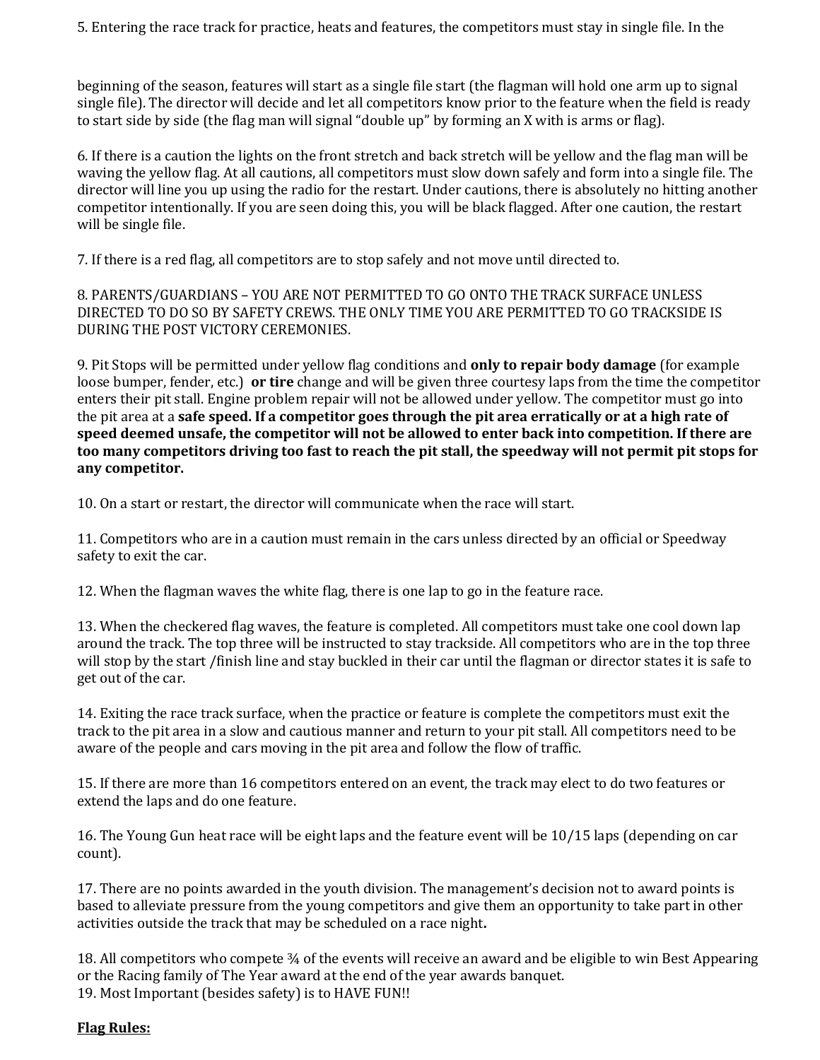5. Entering the race track for practice, heats and features, the competitors must stay in single file. In the

beginning of the season, features will start as a single file start (the flagman will hold one arm up to signal single file). The director will decide and let all competitors know prior to the feature when the field is ready to start side by side (the flag man will signal "double up" by forming an X with is arms or flag).

6. If there is a caution the lights on the front stretch and back stretch will be yellow and the flag man will be waving the yellow flag. At all cautions, all competitors must slow down safely and form into a single file. The director will line you up using the radio for the restart. Under cautions, there is absolutely no hitting another competitor intentionally. If you are seen doing this, you will be black flagged. After one caution, the restart will be single file.

7. If there is a red flag, all competitors are to stop safely and not move until directed to.

8. PARENTS/GUARDIANS – YOU ARE NOT PERMITTED TO GO ONTO THE TRACK SURFACE UNLESS DIRECTED TO DO SO BY SAFETY CREWS. THE ONLY TIME YOU ARE PERMITTED TO GO TRACKSIDE IS DURING THE POST VICTORY CEREMONIES.

9. Pit Stops will be permitted under yellow flag conditions and **only to repair body damage** (for example loose bumper, fender, etc.) **or tire** change and will be given three courtesy laps from the time the competitor enters their pit stall. Engine problem repair will not be allowed under yellow. The competitor must go into the pit area at a **safe speed. If a competitor goes through the pit area erratically or at a high rate of speed deemed unsafe, the competitor will not be allowed to enter back into competition. If there are too many competitors driving too fast to reach the pit stall, the speedway will not permit pit stops for any competitor.**

10. On a start or restart, the director will communicate when the race will start.

11. Competitors who are in a caution must remain in the cars unless directed by an official or Speedway safety to exit the car.

12. When the flagman waves the white flag, there is one lap to go in the feature race.

13. When the checkered flag waves, the feature is completed. All competitors must take one cool down lap around the track. The top three will be instructed to stay trackside. All competitors who are in the top three will stop by the start /finish line and stay buckled in their car until the flagman or director states it is safe to get out of the car.

14. Exiting the race track surface, when the practice or feature is complete the competitors must exit the track to the pit area in a slow and cautious manner and return to your pit stall. All competitors need to be aware of the people and cars moving in the pit area and follow the flow of traffic.

15. If there are more than 16 competitors entered on an event, the track may elect to do two features or extend the laps and do one feature.

16. The Young Gun heat race will be eight laps and the feature event will be 10/15 laps (depending on car count).

17. There are no points awarded in the youth division. The management's decision not to award points is based to alleviate pressure from the young competitors and give them an opportunity to take part in other activities outside the track that may be scheduled on a race night**.**

18. All competitors who compete ¾ of the events will receive an award and be eligible to win Best Appearing or the Racing family of The Year award at the end of the year awards banquet.

19. Most Important (besides safety) is to HAVE FUN!!

**Flag Rules:**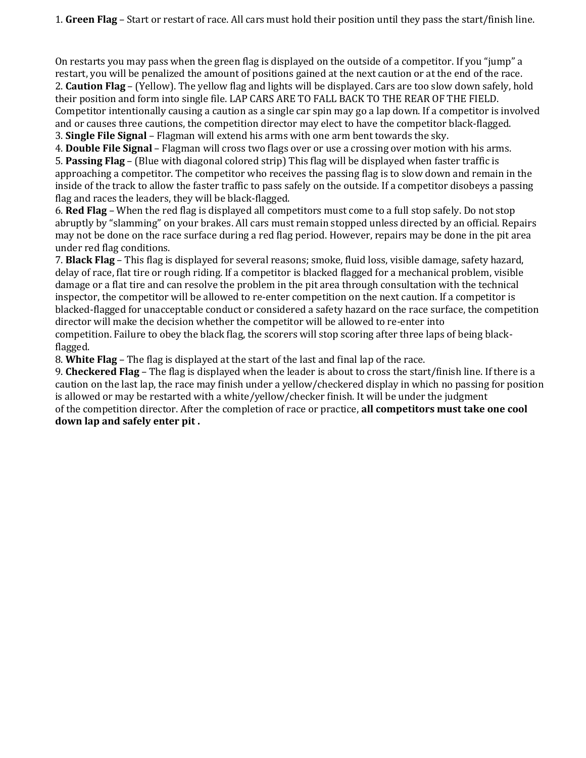1. **Green Flag** – Start or restart of race. All cars must hold their position until they pass the start/finish line.

On restarts you may pass when the green flag is displayed on the outside of a competitor. If you "jump" a restart, you will be penalized the amount of positions gained at the next caution or at the end of the race.

2. **Caution Flag** – (Yellow). The yellow flag and lights will be displayed. Cars are too slow down safely, hold their position and form into single file. LAP CARS ARE TO FALL BACK TO THE REAR OF THE FIELD. Competitor intentionally causing a caution as a single car spin may go a lap down. If a competitor is involved and or causes three cautions, the competition director may elect to have the competitor black-flagged.
3. **Single File Signal** – Flagman will extend his arms with one arm bent towards the sky.
4. **Double File Signal** – Flagman will cross two flags over or use a crossing over motion with his arms.
5. **Passing Flag** – (Blue with diagonal colored strip) This flag will be displayed when faster traffic is approaching a competitor. The competitor who receives the passing flag is to slow down and remain in the inside of the track to allow the faster traffic to pass safely on the outside. If a competitor disobeys a passing flag and races the leaders, they will be black-flagged.
6. **Red Flag** – When the red flag is displayed all competitors must come to a full stop safely. Do not stop abruptly by "slamming" on your brakes. All cars must remain stopped unless directed by an official. Repairs may not be done on the race surface during a red flag period. However, repairs may be done in the pit area under red flag conditions.
7. **Black Flag** – This flag is displayed for several reasons; smoke, fluid loss, visible damage, safety hazard, delay of race, flat tire or rough riding. If a competitor is blacked flagged for a mechanical problem, visible damage or a flat tire and can resolve the problem in the pit area through consultation with the technical inspector, the competitor will be allowed to re-enter competition on the next caution. If a competitor is blacked-flagged for unacceptable conduct or considered a safety hazard on the race surface, the competition director will make the decision whether the competitor will be allowed to re-enter into competition. Failure to obey the black flag, the scorers will stop scoring after three laps of being black-flagged.
8. **White Flag** – The flag is displayed at the start of the last and final lap of the race.
9. **Checkered Flag** – The flag is displayed when the leader is about to cross the start/finish line. If there is a caution on the last lap, the race may finish under a yellow/checkered display in which no passing for position is allowed or may be restarted with a white/yellow/checker finish. It will be under the judgment of the competition director. After the completion of race or practice, **all competitors must take one cool down lap and safely enter pit .**